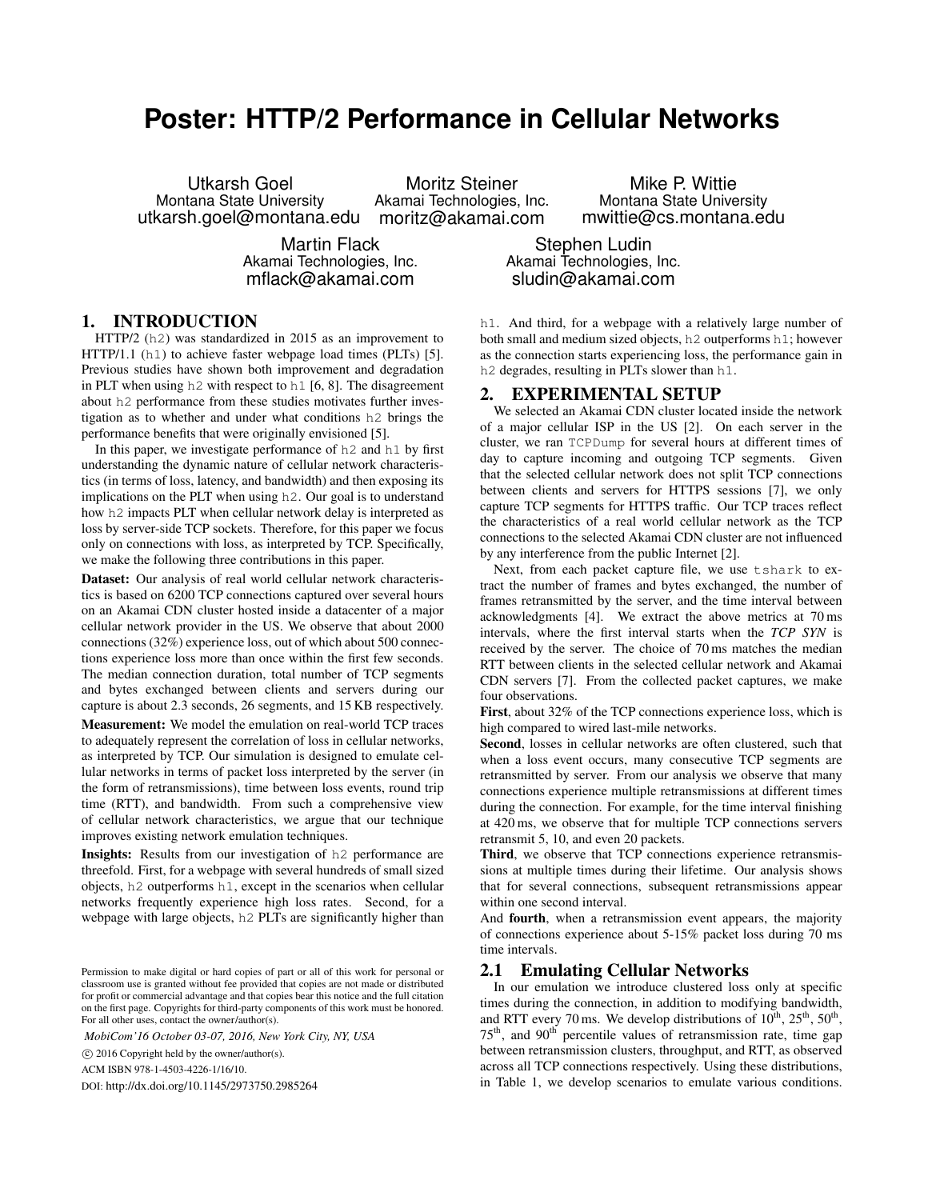# Poster: HTTP/2 Performance in Cellular Networks

Utkarsh Goel
Montana State University
utkarsh.goel@montana.edu

Moritz Steiner
Akamai Technologies, Inc.
moritz@akamai.com

Mike P. Wittie
Montana State University
mwittie@cs.montana.edu

Martin Flack
Akamai Technologies, Inc.
mflack@akamai.com

Stephen Ludin
Akamai Technologies, Inc.
sludin@akamai.com

## 1. INTRODUCTION

HTTP/2 (h2) was standardized in 2015 as an improvement to HTTP/1.1 (h1) to achieve faster webpage load times (PLTs) [5]. Previous studies have shown both improvement and degradation in PLT when using h2 with respect to h1 [6, 8]. The disagreement about h2 performance from these studies motivates further investigation as to whether and under what conditions h2 brings the performance benefits that were originally envisioned [5].

In this paper, we investigate performance of h2 and h1 by first understanding the dynamic nature of cellular network characteristics (in terms of loss, latency, and bandwidth) and then exposing its implications on the PLT when using h2. Our goal is to understand how h2 impacts PLT when cellular network delay is interpreted as loss by server-side TCP sockets. Therefore, for this paper we focus only on connections with loss, as interpreted by TCP. Specifically, we make the following three contributions in this paper.

**Dataset:** Our analysis of real world cellular network characteristics is based on 6200 TCP connections captured over several hours on an Akamai CDN cluster hosted inside a datacenter of a major cellular network provider in the US. We observe that about 2000 connections (32%) experience loss, out of which about 500 connections experience loss more than once within the first few seconds. The median connection duration, total number of TCP segments and bytes exchanged between clients and servers during our capture is about 2.3 seconds, 26 segments, and 15 KB respectively.

**Measurement:** We model the emulation on real-world TCP traces to adequately represent the correlation of loss in cellular networks, as interpreted by TCP. Our simulation is designed to emulate cellular networks in terms of packet loss interpreted by the server (in the form of retransmissions), time between loss events, round trip time (RTT), and bandwidth. From such a comprehensive view of cellular network characteristics, we argue that our technique improves existing network emulation techniques.

**Insights:** Results from our investigation of h2 performance are threefold. First, for a webpage with several hundreds of small sized objects, h2 outperforms h1, except in the scenarios when cellular networks frequently experience high loss rates. Second, for a webpage with large objects, h2 PLTs are significantly higher than h1. And third, for a webpage with a relatively large number of both small and medium sized objects, h2 outperforms h1; however as the connection starts experiencing loss, the performance gain in h2 degrades, resulting in PLTs slower than h1.

Permission to make digital or hard copies of part or all of this work for personal or classroom use is granted without fee provided that copies are not made or distributed for profit or commercial advantage and that copies bear this notice and the full citation on the first page. Copyrights for third-party components of this work must be honored. For all other uses, contact the owner/author(s).

*MobiCom'16 October 03-07, 2016, New York City, NY, USA*

© 2016 Copyright held by the owner/author(s).

ACM ISBN 978-1-4503-4226-1/16/10.

DOI: http://dx.doi.org/10.1145/2973750.2985264

## 2. EXPERIMENTAL SETUP

We selected an Akamai CDN cluster located inside the network of a major cellular ISP in the US [2]. On each server in the cluster, we ran TCPDump for several hours at different times of day to capture incoming and outgoing TCP segments. Given that the selected cellular network does not split TCP connections between clients and servers for HTTPS sessions [7], we only capture TCP segments for HTTPS traffic. Our TCP traces reflect the characteristics of a real world cellular network as the TCP connections to the selected Akamai CDN cluster are not influenced by any interference from the public Internet [2].

Next, from each packet capture file, we use tshark to extract the number of frames and bytes exchanged, the number of frames retransmitted by the server, and the time interval between acknowledgments [4]. We extract the above metrics at 70 ms intervals, where the first interval starts when the *TCP SYN* is received by the server. The choice of 70 ms matches the median RTT between clients in the selected cellular network and Akamai CDN servers [7]. From the collected packet captures, we make four observations.

**First**, about 32% of the TCP connections experience loss, which is high compared to wired last-mile networks.

**Second**, losses in cellular networks are often clustered, such that when a loss event occurs, many consecutive TCP segments are retransmitted by server. From our analysis we observe that many connections experience multiple retransmissions at different times during the connection. For example, for the time interval finishing at 420 ms, we observe that for multiple TCP connections servers retransmit 5, 10, and even 20 packets.

**Third**, we observe that TCP connections experience retransmissions at multiple times during their lifetime. Our analysis shows that for several connections, subsequent retransmissions appear within one second interval.

And **fourth**, when a retransmission event appears, the majority of connections experience about 5-15% packet loss during 70 ms time intervals.

### 2.1 Emulating Cellular Networks

In our emulation we introduce clustered loss only at specific times during the connection, in addition to modifying bandwidth, and RTT every 70 ms. We develop distributions of 10th, 25th, 50th, 75th, and 90th percentile values of retransmission rate, time gap between retransmission clusters, throughput, and RTT, as observed across all TCP connections respectively. Using these distributions, in Table 1, we develop scenarios to emulate various conditions.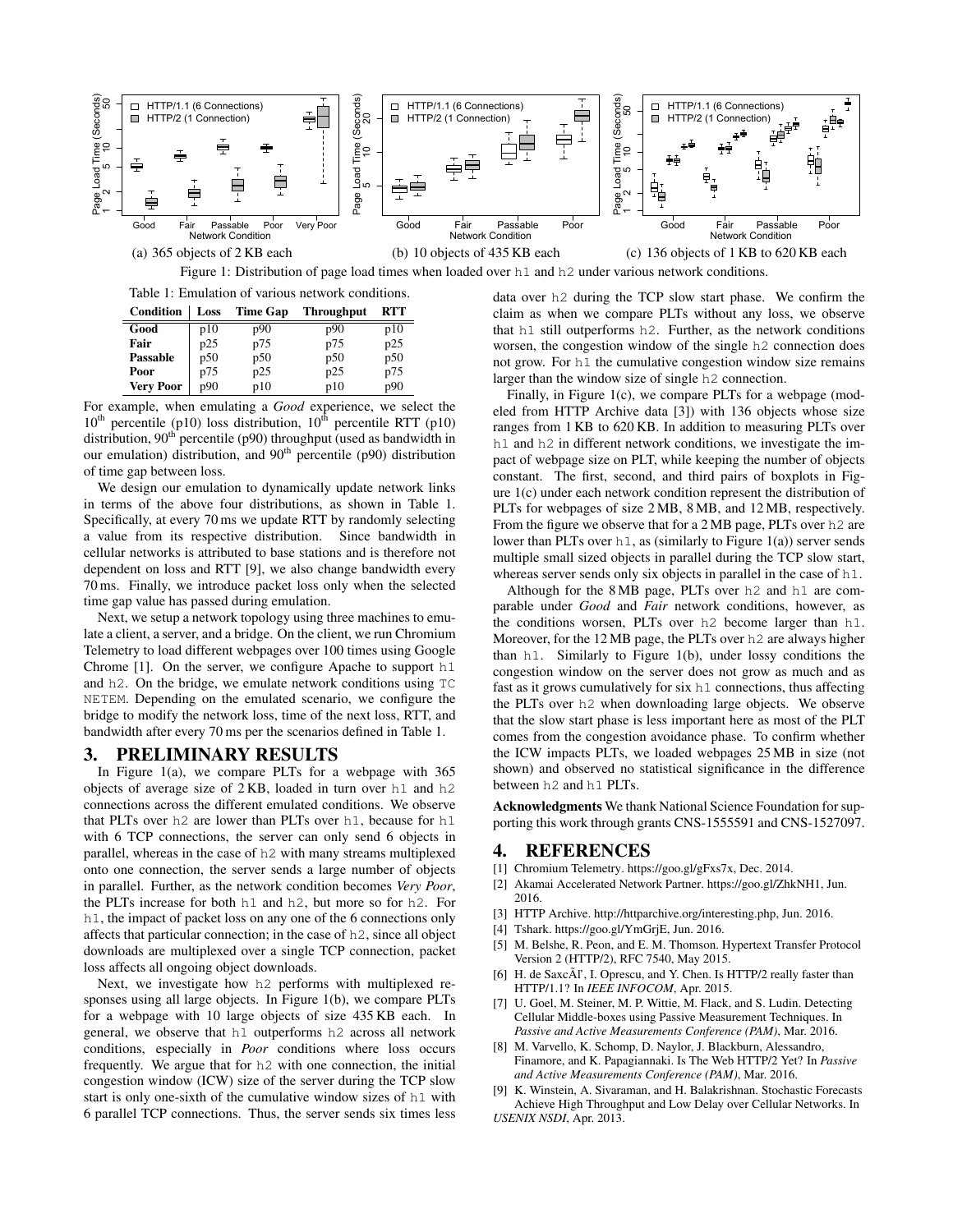HTTP/1.1 (6 Connections)
HTTP/2 (1 Connection)
Page Load Time (Seconds)
1 2 5 10 50
Good Fair Passable Poor Very Poor
Network Condition

(a) 365 objects of 2 KB each

HTTP/1.1 (6 Connections)
HTTP/2 (1 Connection)
Page Load Time (Seconds)
5 10 20
Good Fair Passable Poor
Network Condition

(b) 10 objects of 435 KB each

HTTP/1.1 (6 Connections)
HTTP/2 (1 Connection)
Page Load Time (Seconds)
1 2 5 10 50
Good Fair Passable Poor
Network Condition

(c) 136 objects of 1 KB to 620 KB each

Figure 1: Distribution of page load times when loaded over h1 and h2 under various network conditions.

Table 1: Emulation of various network conditions.

| Condition | Loss | Time Gap | Throughput | RTT |
|---|---|---|---|---|
| **Good** | p10 | p90 | p90 | p10 |
| **Fair** | p25 | p75 | p75 | p25 |
| **Passable** | p50 | p50 | p50 | p50 |
| **Poor** | p75 | p25 | p25 | p75 |
| **Very Poor** | p90 | p10 | p10 | p90 |

For example, when emulating a *Good* experience, we select the $10^{th}$ percentile (p10) loss distribution, $10^{th}$ percentile RTT (p10) distribution, $90^{th}$ percentile (p90) throughput (used as bandwidth in our emulation) distribution, and $90^{th}$ percentile (p90) distribution of time gap between loss.

We design our emulation to dynamically update network links in terms of the above four distributions, as shown in Table 1. Specifically, at every 70 ms we update RTT by randomly selecting a value from its respective distribution. Since bandwidth in cellular networks is attributed to base stations and is therefore not dependent on loss and RTT [9], we also change bandwidth every 70 ms. Finally, we introduce packet loss only when the selected time gap value has passed during emulation.

Next, we setup a network topology using three machines to emulate a client, a server, and a bridge. On the client, we run Chromium Telemetry to load different webpages over 100 times using Google Chrome [1]. On the server, we configure Apache to support h1 and h2. On the bridge, we emulate network conditions using TC NETEM. Depending on the emulated scenario, we configure the bridge to modify the network loss, time of the next loss, RTT, and bandwidth after every 70 ms per the scenarios defined in Table 1.

## 3. PRELIMINARY RESULTS

In Figure 1(a), we compare PLTs for a webpage with 365 objects of average size of 2 KB, loaded in turn over h1 and h2 connections across the different emulated conditions. We observe that PLTs over h2 are lower than PLTs over h1, because for h1 with 6 TCP connections, the server can only send 6 objects in parallel, whereas in the case of h2 with many streams multiplexed onto one connection, the server sends a large number of objects in parallel. Further, as the network condition becomes *Very Poor*, the PLTs increase for both h1 and h2, but more so for h2. For h1, the impact of packet loss on any one of the 6 connections only affects that particular connection; in the case of h2, since all object downloads are multiplexed over a single TCP connection, packet loss affects all ongoing object downloads.

Next, we investigate how h2 performs with multiplexed responses using all large objects. In Figure 1(b), we compare PLTs for a webpage with 10 large objects of size 435 KB each. In general, we observe that h1 outperforms h2 across all network conditions, especially in *Poor* conditions where loss occurs frequently. We argue that for h2 with one connection, the initial congestion window (ICW) size of the server during the TCP slow start is only one-sixth of the cumulative window sizes of h1 with 6 parallel TCP connections. Thus, the server sends six times less data over h2 during the TCP slow start phase. We confirm the claim as when we compare PLTs without any loss, we observe that h1 still outperforms h2. Further, as the network conditions worsen, the congestion window of the single h2 connection does not grow. For h1 the cumulative congestion window size remains larger than the window size of single h2 connection.

Finally, in Figure 1(c), we compare PLTs for a webpage (modeled from HTTP Archive data [3]) with 136 objects whose size ranges from 1 KB to 620 KB. In addition to measuring PLTs over h1 and h2 in different network conditions, we investigate the impact of webpage size on PLT, while keeping the number of objects constant. The first, second, and third pairs of boxplots in Figure 1(c) under each network condition represent the distribution of PLTs for webpages of size 2 MB, 8 MB, and 12 MB, respectively. From the figure we observe that for a 2 MB page, PLTs over h2 are lower than PLTs over h1, as (similarly to Figure 1(a)) server sends multiple small sized objects in parallel during the TCP slow start, whereas server sends only six objects in parallel in the case of h1.

Although for the 8 MB page, PLTs over h2 and h1 are comparable under *Good* and *Fair* network conditions, however, as the conditions worsen, PLTs over h2 become larger than h1. Moreover, for the 12 MB page, the PLTs over h2 are always higher than h1. Similarly to Figure 1(b), under lossy conditions the congestion window on the server does not grow as much and as fast as it grows cumulatively for six h1 connections, thus affecting the PLTs over h2 when downloading large objects. We observe that the slow start phase is less important here as most of the PLT comes from the congestion avoidance phase. To confirm whether the ICW impacts PLTs, we loaded webpages 25 MB in size (not shown) and observed no statistical significance in the difference between h2 and h1 PLTs.

**Acknowledgments** We thank National Science Foundation for supporting this work through grants CNS-1555591 and CNS-1527097.

## 4. REFERENCES

[1] Chromium Telemetry. https://goo.gl/gFxs7x, Dec. 2014.

[2] Akamai Accelerated Network Partner. https://goo.gl/ZhkNH1, Jun. 2016.

[3] HTTP Archive. http://httparchive.org/interesting.php, Jun. 2016.

[4] Tshark. https://goo.gl/YmGrjE, Jun. 2016.

[5] M. Belshe, R. Peon, and E. M. Thomson. Hypertext Transfer Protocol Version 2 (HTTP/2), RFC 7540, May 2015.

[6] H. de SaxcÃl', I. Oprescu, and Y. Chen. Is HTTP/2 really faster than HTTP/1.1? In *IEEE INFOCOM*, Apr. 2015.

[7] U. Goel, M. Steiner, M. P. Wittie, M. Flack, and S. Ludin. Detecting Cellular Middle-boxes using Passive Measurement Techniques. In *Passive and Active Measurements Conference (PAM)*, Mar. 2016.

[8] M. Varvello, K. Schomp, D. Naylor, J. Blackburn, Alessandro, Finamore, and K. Papagiannaki. Is The Web HTTP/2 Yet? In *Passive and Active Measurements Conference (PAM)*, Mar. 2016.

[9] K. Winstein, A. Sivaraman, and H. Balakrishnan. Stochastic Forecasts Achieve High Throughput and Low Delay over Cellular Networks. In *USENIX NSDI*, Apr. 2013.